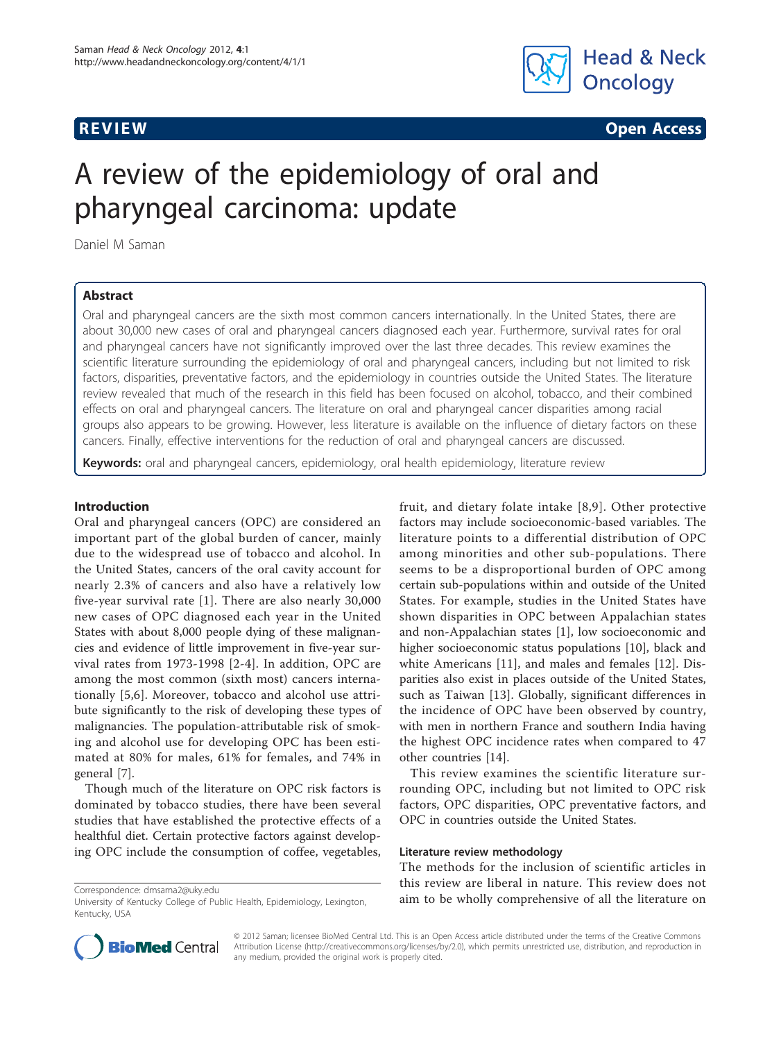REVIEW Open Access

# A review of the epidemiology of oral and pharyngeal carcinoma: update

Daniel M Saman

## Abstract

Oral and pharyngeal cancers are the sixth most common cancers internationally. In the United States, there are about 30,000 new cases of oral and pharyngeal cancers diagnosed each year. Furthermore, survival rates for oral and pharyngeal cancers have not significantly improved over the last three decades. This review examines the scientific literature surrounding the epidemiology of oral and pharyngeal cancers, including but not limited to risk factors, disparities, preventative factors, and the epidemiology in countries outside the United States. The literature review revealed that much of the research in this field has been focused on alcohol, tobacco, and their combined effects on oral and pharyngeal cancers. The literature on oral and pharyngeal cancer disparities among racial groups also appears to be growing. However, less literature is available on the influence of dietary factors on these cancers. Finally, effective interventions for the reduction of oral and pharyngeal cancers are discussed.

**Keywords:** oral and pharyngeal cancers, epidemiology, oral health epidemiology, literature review

## Introduction

Oral and pharyngeal cancers (OPC) are considered an important part of the global burden of cancer, mainly due to the widespread use of tobacco and alcohol. In the United States, cancers of the oral cavity account for nearly 2.3% of cancers and also have a relatively low five-year survival rate [1]. There are also nearly 30,000 new cases of OPC diagnosed each year in the United States with about 8,000 people dying of these malignancies and evidence of little improvement in five-year survival rates from 1973-1998 [2-4]. In addition, OPC are among the most common (sixth most) cancers internationally [5,6]. Moreover, tobacco and alcohol use attribute significantly to the risk of developing these types of malignancies. The population-attributable risk of smoking and alcohol use for developing OPC has been estimated at 80% for males, 61% for females, and 74% in general [7].

Though much of the literature on OPC risk factors is dominated by tobacco studies, there have been several studies that have established the protective effects of a healthful diet. Certain protective factors against developing OPC include the consumption of coffee, vegetables, fruit, and dietary folate intake [8,9]. Other protective factors may include socioeconomic-based variables. The literature points to a differential distribution of OPC among minorities and other sub-populations. There seems to be a disproportional burden of OPC among certain sub-populations within and outside of the United States. For example, studies in the United States have shown disparities in OPC between Appalachian states and non-Appalachian states [1], low socioeconomic and higher socioeconomic status populations [10], black and white Americans [11], and males and females [12]. Disparities also exist in places outside of the United States, such as Taiwan [13]. Globally, significant differences in the incidence of OPC have been observed by country, with men in northern France and southern India having the highest OPC incidence rates when compared to 47 other countries [14].

This review examines the scientific literature surrounding OPC, including but not limited to OPC risk factors, OPC disparities, OPC preventative factors, and OPC in countries outside the United States.

### Literature review methodology

The methods for the inclusion of scientific articles in this review are liberal in nature. This review does not aim to be wholly comprehensive of all the literature on

Correspondence: dmsama2@uky.edu
University of Kentucky College of Public Health, Epidemiology, Lexington, Kentucky, USA

© 2012 Saman; licensee BioMed Central Ltd. This is an Open Access article distributed under the terms of the Creative Commons Attribution License (http://creativecommons.org/licenses/by/2.0), which permits unrestricted use, distribution, and reproduction in any medium, provided the original work is properly cited.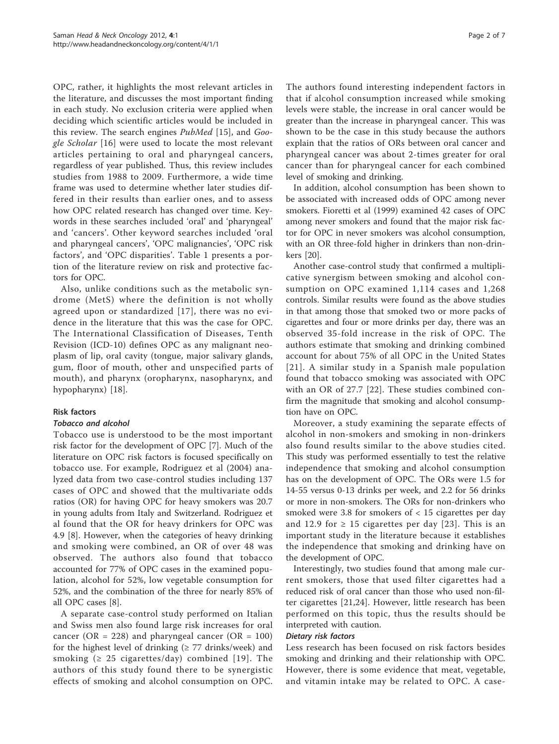OPC, rather, it highlights the most relevant articles in the literature, and discusses the most important finding in each study. No exclusion criteria were applied when deciding which scientific articles would be included in this review. The search engines *PubMed* [15], and *Google Scholar* [16] were used to locate the most relevant articles pertaining to oral and pharyngeal cancers, regardless of year published. Thus, this review includes studies from 1988 to 2009. Furthermore, a wide time frame was used to determine whether later studies differed in their results than earlier ones, and to assess how OPC related research has changed over time. Keywords in these searches included 'oral' and 'pharyngeal' and 'cancers'. Other keyword searches included 'oral and pharyngeal cancers', 'OPC malignancies', 'OPC risk factors', and 'OPC disparities'. Table 1 presents a portion of the literature review on risk and protective factors for OPC.

Also, unlike conditions such as the metabolic syndrome (MetS) where the definition is not wholly agreed upon or standardized [17], there was no evidence in the literature that this was the case for OPC. The International Classification of Diseases, Tenth Revision (ICD-10) defines OPC as any malignant neoplasm of lip, oral cavity (tongue, major salivary glands, gum, floor of mouth, other and unspecified parts of mouth), and pharynx (oropharynx, nasopharynx, and hypopharynx) [18].

## Risk factors

### *Tobacco and alcohol*

Tobacco use is understood to be the most important risk factor for the development of OPC [7]. Much of the literature on OPC risk factors is focused specifically on tobacco use. For example, Rodriguez et al (2004) analyzed data from two case-control studies including 137 cases of OPC and showed that the multivariate odds ratios (OR) for having OPC for heavy smokers was 20.7 in young adults from Italy and Switzerland. Rodriguez et al found that the OR for heavy drinkers for OPC was 4.9 [8]. However, when the categories of heavy drinking and smoking were combined, an OR of over 48 was observed. The authors also found that tobacco accounted for 77% of OPC cases in the examined population, alcohol for 52%, low vegetable consumption for 52%, and the combination of the three for nearly 85% of all OPC cases [8].

A separate case-control study performed on Italian and Swiss men also found large risk increases for oral cancer (OR = 228) and pharyngeal cancer (OR = 100) for the highest level of drinking (≥ 77 drinks/week) and smoking (≥ 25 cigarettes/day) combined [19]. The authors of this study found there to be synergistic effects of smoking and alcohol consumption on OPC. The authors found interesting independent factors in that if alcohol consumption increased while smoking levels were stable, the increase in oral cancer would be greater than the increase in pharyngeal cancer. This was shown to be the case in this study because the authors explain that the ratios of ORs between oral cancer and pharyngeal cancer was about 2-times greater for oral cancer than for pharyngeal cancer for each combined level of smoking and drinking.

In addition, alcohol consumption has been shown to be associated with increased odds of OPC among never smokers. Fioretti et al (1999) examined 42 cases of OPC among never smokers and found that the major risk factor for OPC in never smokers was alcohol consumption, with an OR three-fold higher in drinkers than non-drinkers [20].

Another case-control study that confirmed a multiplicative synergism between smoking and alcohol consumption on OPC examined 1,114 cases and 1,268 controls. Similar results were found as the above studies in that among those that smoked two or more packs of cigarettes and four or more drinks per day, there was an observed 35-fold increase in the risk of OPC. The authors estimate that smoking and drinking combined account for about 75% of all OPC in the United States [21]. A similar study in a Spanish male population found that tobacco smoking was associated with OPC with an OR of 27.7 [22]. These studies combined confirm the magnitude that smoking and alcohol consumption have on OPC.

Moreover, a study examining the separate effects of alcohol in non-smokers and smoking in non-drinkers also found results similar to the above studies cited. This study was performed essentially to test the relative independence that smoking and alcohol consumption has on the development of OPC. The ORs were 1.5 for 14-55 versus 0-13 drinks per week, and 2.2 for 56 drinks or more in non-smokers. The ORs for non-drinkers who smoked were 3.8 for smokers of < 15 cigarettes per day and 12.9 for ≥ 15 cigarettes per day [23]. This is an important study in the literature because it establishes the independence that smoking and drinking have on the development of OPC.

Interestingly, two studies found that among male current smokers, those that used filter cigarettes had a reduced risk of oral cancer than those who used non-filter cigarettes [21,24]. However, little research has been performed on this topic, thus the results should be interpreted with caution.

### *Dietary risk factors*

Less research has been focused on risk factors besides smoking and drinking and their relationship with OPC. However, there is some evidence that meat, vegetable, and vitamin intake may be related to OPC. A case-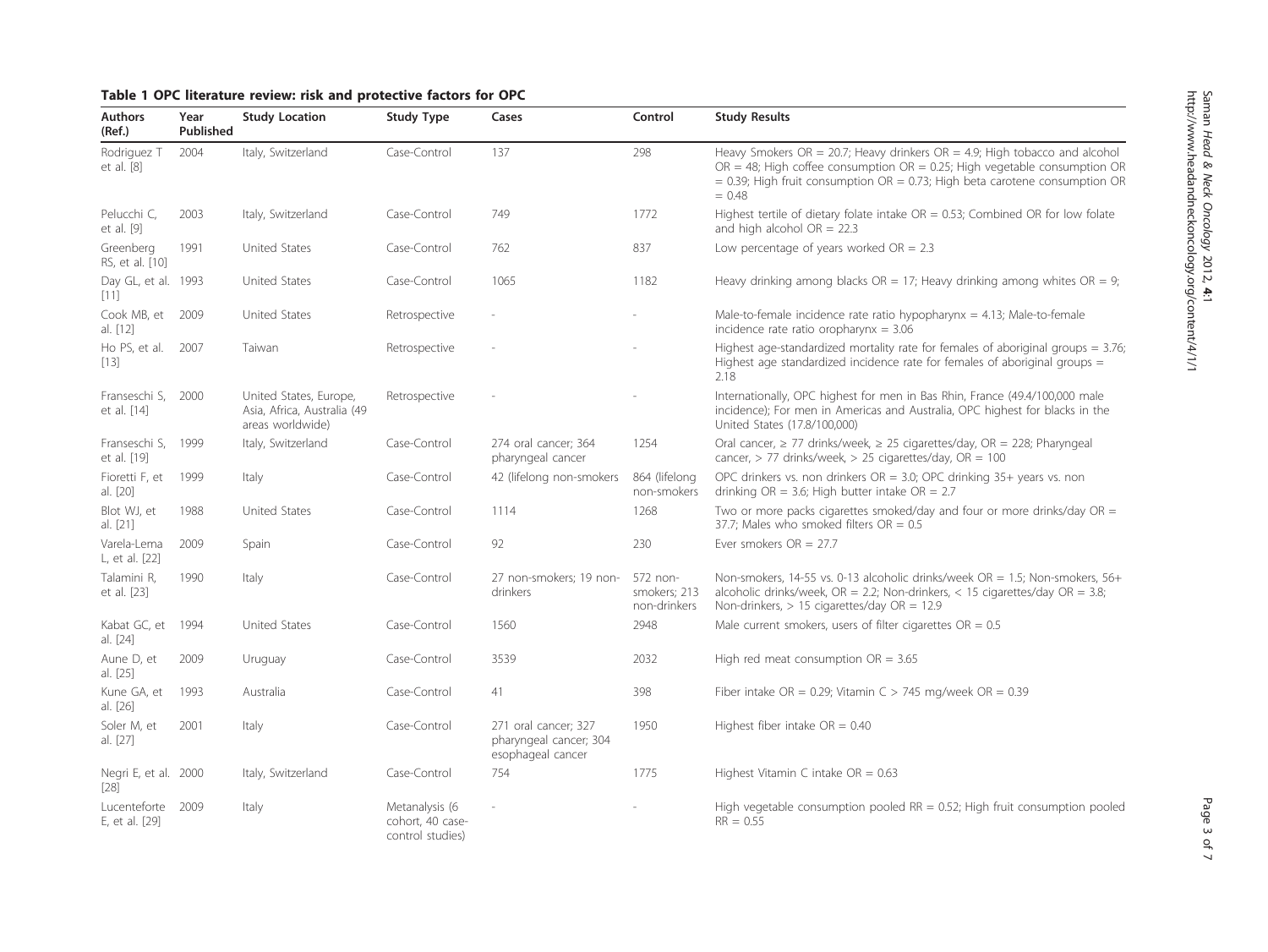**Table 1 OPC literature review: risk and protective factors for OPC**

| Authors (Ref.) | Year Published | Study Location | Study Type | Cases | Control | Study Results |
|---|---|---|---|---|---|---|
| Rodriguez T et al. [8] | 2004 | Italy, Switzerland | Case-Control | 137 | 298 | Heavy Smokers OR = 20.7; Heavy drinkers OR = 4.9; High tobacco and alcohol OR = 48; High coffee consumption OR = 0.25; High vegetable consumption OR = 0.39; High fruit consumption OR = 0.73; High beta carotene consumption OR = 0.48 |
| Pelucchi C, et al. [9] | 2003 | Italy, Switzerland | Case-Control | 749 | 1772 | Highest tertile of dietary folate intake OR = 0.53; Combined OR for low folate and high alcohol OR = 22.3 |
| Greenberg RS, et al. [10] | 1991 | United States | Case-Control | 762 | 837 | Low percentage of years worked OR = 2.3 |
| Day GL, et al. [11] | 1993 | United States | Case-Control | 1065 | 1182 | Heavy drinking among blacks OR = 17; Heavy drinking among whites OR = 9; |
| Cook MB, et al. [12] | 2009 | United States | Retrospective | - | - | Male-to-female incidence rate ratio hypopharynx = 4.13; Male-to-female incidence rate ratio oropharynx = 3.06 |
| Ho PS, et al. [13] | 2007 | Taiwan | Retrospective | - | - | Highest age-standardized mortality rate for females of aboriginal groups = 3.76; Highest age standardized incidence rate for females of aboriginal groups = 2.18 |
| Franseschi S, et al. [14] | 2000 | United States, Europe, Asia, Africa, Australia (49 areas worldwide) | Retrospective | - | - | Internationally, OPC highest for men in Bas Rhin, France (49.4/100,000 male incidence); For men in Americas and Australia, OPC highest for blacks in the United States (17.8/100,000) |
| Franseschi S, et al. [19] | 1999 | Italy, Switzerland | Case-Control | 274 oral cancer; 364 pharyngeal cancer | 1254 | Oral cancer, ≥ 77 drinks/week, ≥ 25 cigarettes/day, OR = 228; Pharyngeal cancer, > 77 drinks/week, > 25 cigarettes/day, OR = 100 |
| Fioretti F, et al. [20] | 1999 | Italy | Case-Control | 42 (lifelong non-smokers | 864 (lifelong non-smokers | OPC drinkers vs. non drinkers OR = 3.0; OPC drinking 35+ years vs. non drinking OR = 3.6; High butter intake OR = 2.7 |
| Blot WJ, et al. [21] | 1988 | United States | Case-Control | 1114 | 1268 | Two or more packs cigarettes smoked/day and four or more drinks/day OR = 37.7; Males who smoked filters OR = 0.5 |
| Varela-Lema L, et al. [22] | 2009 | Spain | Case-Control | 92 | 230 | Ever smokers OR = 27.7 |
| Talamini R, et al. [23] | 1990 | Italy | Case-Control | 27 non-smokers; 19 non-drinkers | 572 non-smokers; 213 non-drinkers | Non-smokers, 14-55 vs. 0-13 alcoholic drinks/week OR = 1.5; Non-smokers, 56+ alcoholic drinks/week, OR = 2.2; Non-drinkers, < 15 cigarettes/day OR = 3.8; Non-drinkers, > 15 cigarettes/day OR = 12.9 |
| Kabat GC, et al. [24] | 1994 | United States | Case-Control | 1560 | 2948 | Male current smokers, users of filter cigarettes OR = 0.5 |
| Aune D, et al. [25] | 2009 | Uruguay | Case-Control | 3539 | 2032 | High red meat consumption OR = 3.65 |
| Kune GA, et al. [26] | 1993 | Australia | Case-Control | 41 | 398 | Fiber intake OR = 0.29; Vitamin C > 745 mg/week OR = 0.39 |
| Soler M, et al. [27] | 2001 | Italy | Case-Control | 271 oral cancer; 327 pharyngeal cancer; 304 esophageal cancer | 1950 | Highest fiber intake OR = 0.40 |
| Negri E, et al. [28] | 2000 | Italy, Switzerland | Case-Control | 754 | 1775 | Highest Vitamin C intake OR = 0.63 |
| Lucenteforte E, et al. [29] | 2009 | Italy | Metanalysis (6 cohort, 40 case-control studies) | - | - | High vegetable consumption pooled RR = 0.52; High fruit consumption pooled RR = 0.55 |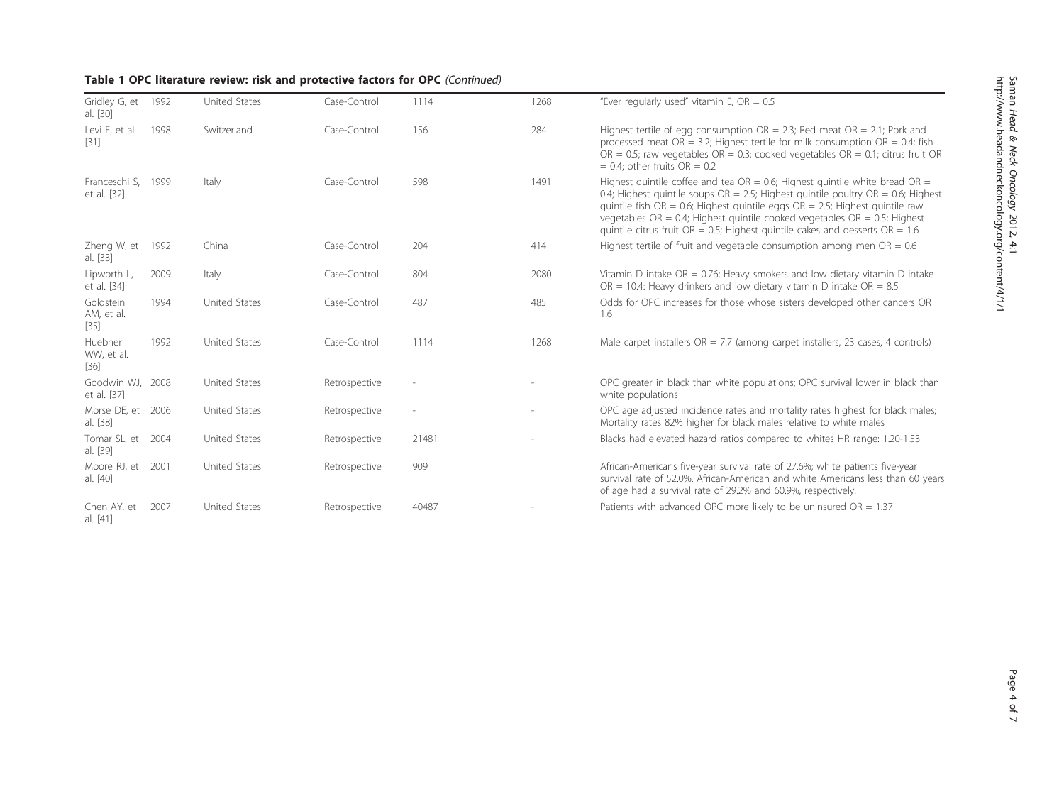**Table 1 OPC literature review: risk and protective factors for OPC** *(Continued)*

| | | | | | | |
|---|---|---|---|---|---|---|
| Gridley G, et al. [30] | 1992 | United States | Case-Control | 1114 | 1268 | "Ever regularly used" vitamin E, OR = 0.5 |
| Levi F, et al. [31] | 1998 | Switzerland | Case-Control | 156 | 284 | Highest tertile of egg consumption OR = 2.3; Red meat OR = 2.1; Pork and processed meat OR = 3.2; Highest tertile for milk consumption OR = 0.4; fish OR = 0.5; raw vegetables OR = 0.3; cooked vegetables OR = 0.1; citrus fruit OR = 0.4; other fruits OR = 0.2 |
| Franceschi S, et al. [32] | 1999 | Italy | Case-Control | 598 | 1491 | Highest quintile coffee and tea OR = 0.6; Highest quintile white bread OR = 0.4; Highest quintile soups OR = 2.5; Highest quintile poultry OR = 0.6; Highest quintile fish OR = 0.6; Highest quintile eggs OR = 2.5; Highest quintile raw vegetables OR = 0.4; Highest quintile cooked vegetables OR = 0.5; Highest quintile citrus fruit OR = 0.5; Highest quintile cakes and desserts OR = 1.6 |
| Zheng W, et al. [33] | 1992 | China | Case-Control | 204 | 414 | Highest tertile of fruit and vegetable consumption among men OR = 0.6 |
| Lipworth L, et al. [34] | 2009 | Italy | Case-Control | 804 | 2080 | Vitamin D intake OR = 0.76; Heavy smokers and low dietary vitamin D intake OR = 10.4: Heavy drinkers and low dietary vitamin D intake OR = 8.5 |
| Goldstein AM, et al. [35] | 1994 | United States | Case-Control | 487 | 485 | Odds for OPC increases for those whose sisters developed other cancers OR = 1.6 |
| Huebner WW, et al. [36] | 1992 | United States | Case-Control | 1114 | 1268 | Male carpet installers OR = 7.7 (among carpet installers, 23 cases, 4 controls) |
| Goodwin WJ, et al. [37] | 2008 | United States | Retrospective | - | - | OPC greater in black than white populations; OPC survival lower in black than white populations |
| Morse DE, et al. [38] | 2006 | United States | Retrospective | - | - | OPC age adjusted incidence rates and mortality rates highest for black males; Mortality rates 82% higher for black males relative to white males |
| Tomar SL, et al. [39] | 2004 | United States | Retrospective | 21481 | - | Blacks had elevated hazard ratios compared to whites HR range: 1.20-1.53 |
| Moore RJ, et al. [40] | 2001 | United States | Retrospective | 909 | | African-Americans five-year survival rate of 27.6%; white patients five-year survival rate of 52.0%. African-American and white Americans less than 60 years of age had a survival rate of 29.2% and 60.9%, respectively. |
| Chen AY, et al. [41] | 2007 | United States | Retrospective | 40487 | - | Patients with advanced OPC more likely to be uninsured OR = 1.37 |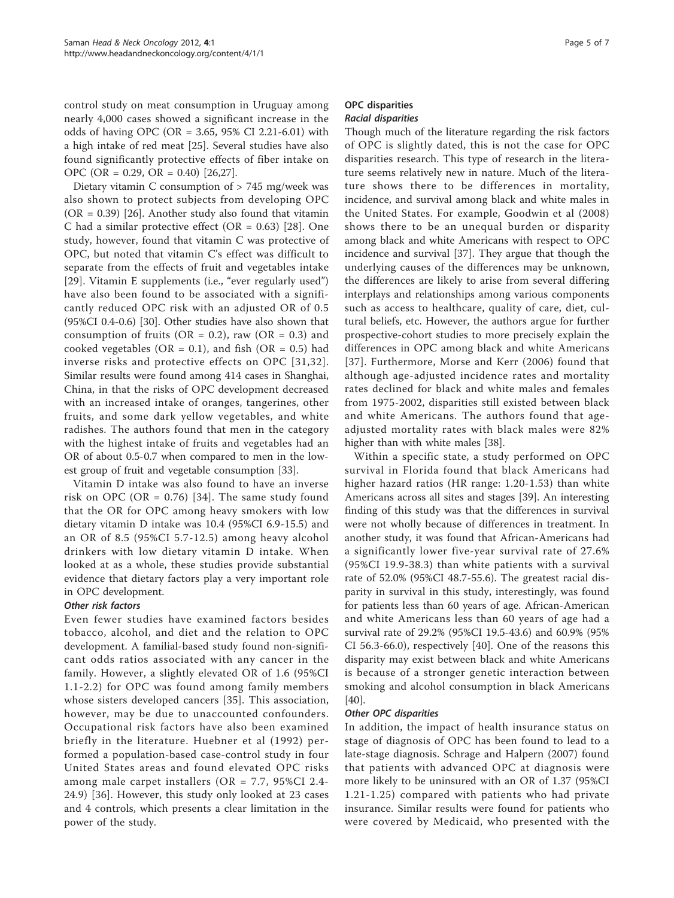control study on meat consumption in Uruguay among nearly 4,000 cases showed a significant increase in the odds of having OPC (OR = 3.65, 95% CI 2.21-6.01) with a high intake of red meat [25]. Several studies have also found significantly protective effects of fiber intake on OPC (OR = 0.29, OR = 0.40) [26,27].

Dietary vitamin C consumption of > 745 mg/week was also shown to protect subjects from developing OPC (OR = 0.39) [26]. Another study also found that vitamin C had a similar protective effect (OR = 0.63) [28]. One study, however, found that vitamin C was protective of OPC, but noted that vitamin C's effect was difficult to separate from the effects of fruit and vegetables intake [29]. Vitamin E supplements (i.e., "ever regularly used") have also been found to be associated with a significantly reduced OPC risk with an adjusted OR of 0.5 (95%CI 0.4-0.6) [30]. Other studies have also shown that consumption of fruits (OR = 0.2), raw (OR = 0.3) and cooked vegetables (OR = 0.1), and fish (OR = 0.5) had inverse risks and protective effects on OPC [31,32]. Similar results were found among 414 cases in Shanghai, China, in that the risks of OPC development decreased with an increased intake of oranges, tangerines, other fruits, and some dark yellow vegetables, and white radishes. The authors found that men in the category with the highest intake of fruits and vegetables had an OR of about 0.5-0.7 when compared to men in the lowest group of fruit and vegetable consumption [33].

Vitamin D intake was also found to have an inverse risk on OPC (OR = 0.76) [34]. The same study found that the OR for OPC among heavy smokers with low dietary vitamin D intake was 10.4 (95%CI 6.9-15.5) and an OR of 8.5 (95%CI 5.7-12.5) among heavy alcohol drinkers with low dietary vitamin D intake. When looked at as a whole, these studies provide substantial evidence that dietary factors play a very important role in OPC development.

#### *Other risk factors*

Even fewer studies have examined factors besides tobacco, alcohol, and diet and the relation to OPC development. A familial-based study found non-significant odds ratios associated with any cancer in the family. However, a slightly elevated OR of 1.6 (95%CI 1.1-2.2) for OPC was found among family members whose sisters developed cancers [35]. This association, however, may be due to unaccounted confounders. Occupational risk factors have also been examined briefly in the literature. Huebner et al (1992) performed a population-based case-control study in four United States areas and found elevated OPC risks among male carpet installers (OR = 7.7, 95%CI 2.4-24.9) [36]. However, this study only looked at 23 cases and 4 controls, which presents a clear limitation in the power of the study.

### OPC disparities

#### *Racial disparities*

Though much of the literature regarding the risk factors of OPC is slightly dated, this is not the case for OPC disparities research. This type of research in the literature seems relatively new in nature. Much of the literature shows there to be differences in mortality, incidence, and survival among black and white males in the United States. For example, Goodwin et al (2008) shows there to be an unequal burden or disparity among black and white Americans with respect to OPC incidence and survival [37]. They argue that though the underlying causes of the differences may be unknown, the differences are likely to arise from several differing interplays and relationships among various components such as access to healthcare, quality of care, diet, cultural beliefs, etc. However, the authors argue for further prospective-cohort studies to more precisely explain the differences in OPC among black and white Americans [37]. Furthermore, Morse and Kerr (2006) found that although age-adjusted incidence rates and mortality rates declined for black and white males and females from 1975-2002, disparities still existed between black and white Americans. The authors found that age-adjusted mortality rates with black males were 82% higher than with white males [38].

Within a specific state, a study performed on OPC survival in Florida found that black Americans had higher hazard ratios (HR range: 1.20-1.53) than white Americans across all sites and stages [39]. An interesting finding of this study was that the differences in survival were not wholly because of differences in treatment. In another study, it was found that African-Americans had a significantly lower five-year survival rate of 27.6% (95%CI 19.9-38.3) than white patients with a survival rate of 52.0% (95%CI 48.7-55.6). The greatest racial disparity in survival in this study, interestingly, was found for patients less than 60 years of age. African-American and white Americans less than 60 years of age had a survival rate of 29.2% (95%CI 19.5-43.6) and 60.9% (95% CI 56.3-66.0), respectively [40]. One of the reasons this disparity may exist between black and white Americans is because of a stronger genetic interaction between smoking and alcohol consumption in black Americans [40].

#### *Other OPC disparities*

In addition, the impact of health insurance status on stage of diagnosis of OPC has been found to lead to a late-stage diagnosis. Schrage and Halpern (2007) found that patients with advanced OPC at diagnosis were more likely to be uninsured with an OR of 1.37 (95%CI 1.21-1.25) compared with patients who had private insurance. Similar results were found for patients who were covered by Medicaid, who presented with the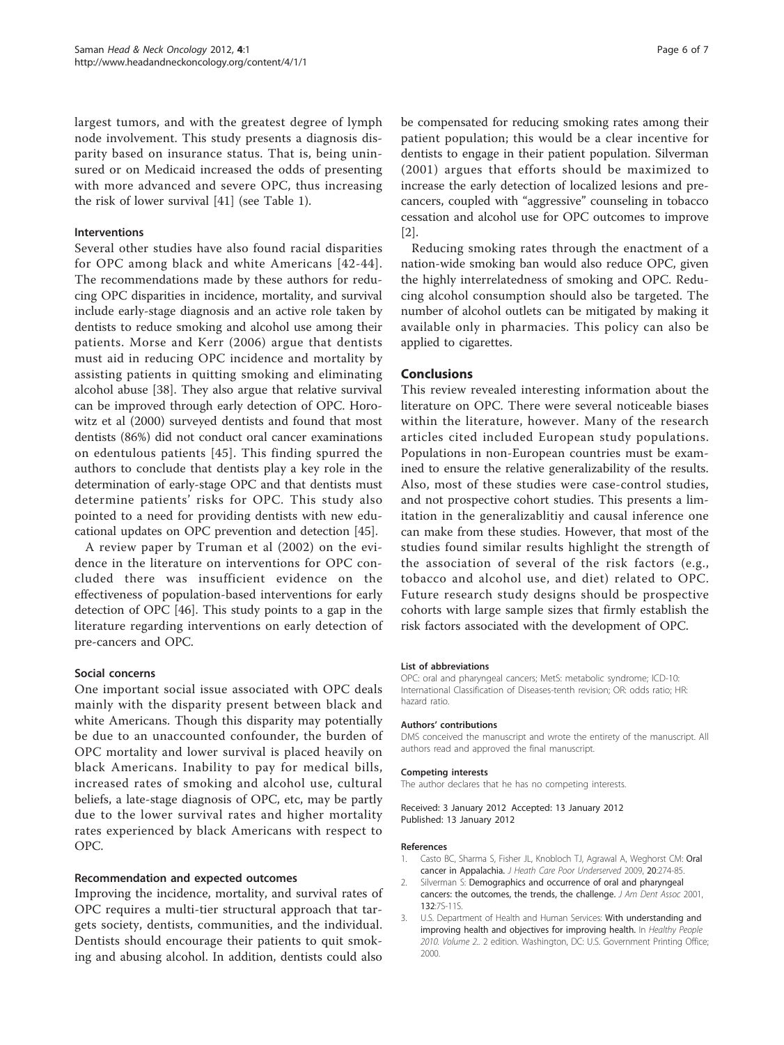largest tumors, and with the greatest degree of lymph node involvement. This study presents a diagnosis disparity based on insurance status. That is, being uninsured or on Medicaid increased the odds of presenting with more advanced and severe OPC, thus increasing the risk of lower survival [41] (see Table 1).

### Interventions

Several other studies have also found racial disparities for OPC among black and white Americans [42-44]. The recommendations made by these authors for reducing OPC disparities in incidence, mortality, and survival include early-stage diagnosis and an active role taken by dentists to reduce smoking and alcohol use among their patients. Morse and Kerr (2006) argue that dentists must aid in reducing OPC incidence and mortality by assisting patients in quitting smoking and eliminating alcohol abuse [38]. They also argue that relative survival can be improved through early detection of OPC. Horowitz et al (2000) surveyed dentists and found that most dentists (86%) did not conduct oral cancer examinations on edentulous patients [45]. This finding spurred the authors to conclude that dentists play a key role in the determination of early-stage OPC and that dentists must determine patients' risks for OPC. This study also pointed to a need for providing dentists with new educational updates on OPC prevention and detection [45].

A review paper by Truman et al (2002) on the evidence in the literature on interventions for OPC concluded there was insufficient evidence on the effectiveness of population-based interventions for early detection of OPC [46]. This study points to a gap in the literature regarding interventions on early detection of pre-cancers and OPC.

### Social concerns

One important social issue associated with OPC deals mainly with the disparity present between black and white Americans. Though this disparity may potentially be due to an unaccounted confounder, the burden of OPC mortality and lower survival is placed heavily on black Americans. Inability to pay for medical bills, increased rates of smoking and alcohol use, cultural beliefs, a late-stage diagnosis of OPC, etc, may be partly due to the lower survival rates and higher mortality rates experienced by black Americans with respect to OPC.

### Recommendation and expected outcomes

Improving the incidence, mortality, and survival rates of OPC requires a multi-tier structural approach that targets society, dentists, communities, and the individual. Dentists should encourage their patients to quit smoking and abusing alcohol. In addition, dentists could also be compensated for reducing smoking rates among their patient population; this would be a clear incentive for dentists to engage in their patient population. Silverman (2001) argues that efforts should be maximized to increase the early detection of localized lesions and precancers, coupled with "aggressive" counseling in tobacco cessation and alcohol use for OPC outcomes to improve [2].

Reducing smoking rates through the enactment of a nation-wide smoking ban would also reduce OPC, given the highly interrelatedness of smoking and OPC. Reducing alcohol consumption should also be targeted. The number of alcohol outlets can be mitigated by making it available only in pharmacies. This policy can also be applied to cigarettes.

## Conclusions

This review revealed interesting information about the literature on OPC. There were several noticeable biases within the literature, however. Many of the research articles cited included European study populations. Populations in non-European countries must be examined to ensure the relative generalizability of the results. Also, most of these studies were case-control studies, and not prospective cohort studies. This presents a limitation in the generalizablitiy and causal inference one can make from these studies. However, that most of the studies found similar results highlight the strength of the association of several of the risk factors (e.g., tobacco and alcohol use, and diet) related to OPC. Future research study designs should be prospective cohorts with large sample sizes that firmly establish the risk factors associated with the development of OPC.

#### List of abbreviations

OPC: oral and pharyngeal cancers; MetS: metabolic syndrome; ICD-10: International Classification of Diseases-tenth revision; OR: odds ratio; HR: hazard ratio.

#### Authors' contributions

DMS conceived the manuscript and wrote the entirety of the manuscript. All authors read and approved the final manuscript.

#### Competing interests

The author declares that he has no competing interests.

Received: 3 January 2012 Accepted: 13 January 2012
Published: 13 January 2012

#### References

1. Casto BC, Sharma S, Fisher JL, Knobloch TJ, Agrawal A, Weghorst CM: **Oral cancer in Appalachia.** *J Heath Care Poor Underserved* 2009, **20**:274-85.
2. Silverman S: **Demographics and occurrence of oral and pharyngeal cancers: the outcomes, the trends, the challenge.** *J Am Dent Assoc* 2001, **132**:7S-11S.
3. U.S. Department of Health and Human Services: **With understanding and improving health and objectives for improving health.** In *Healthy People 2010. Volume 2.*. 2 edition. Washington, DC: U.S. Government Printing Office; 2000.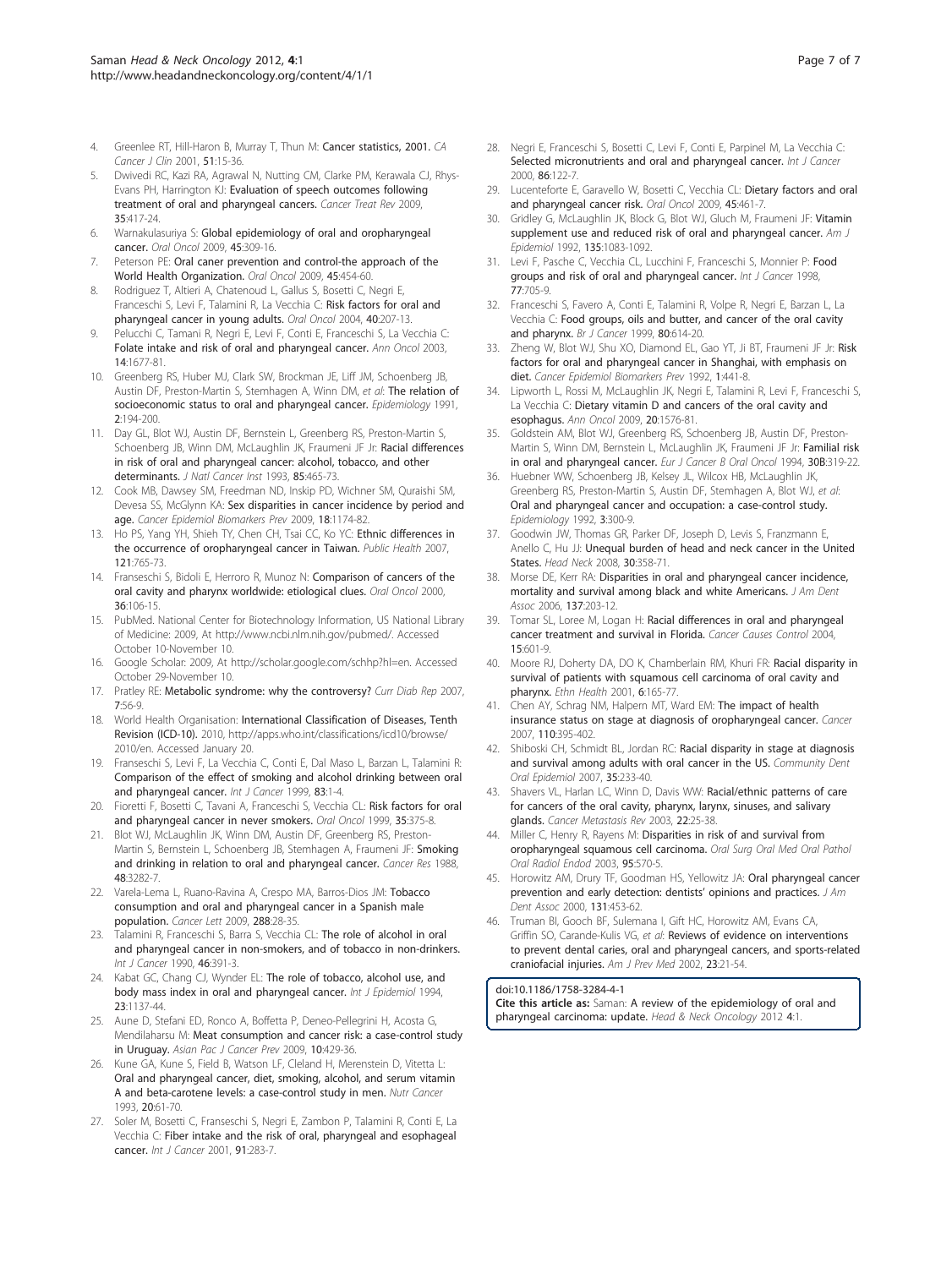4. Greenlee RT, Hill-Haron B, Murray T, Thun M: **Cancer statistics, 2001.** *CA Cancer J Clin* 2001, **51**:15-36.
5. Dwivedi RC, Kazi RA, Agrawal N, Nutting CM, Clarke PM, Kerawala CJ, Rhys-Evans PH, Harrington KJ: **Evaluation of speech outcomes following treatment of oral and pharyngeal cancers.** *Cancer Treat Rev* 2009, **35**:417-24.
6. Warnakulasuriya S: **Global epidemiology of oral and oropharyngeal cancer.** *Oral Oncol* 2009, **45**:309-16.
7. Peterson PE: **Oral caner prevention and control-the approach of the World Health Organization.** *Oral Oncol* 2009, **45**:454-60.
8. Rodriguez T, Altieri A, Chatenoud L, Gallus S, Bosetti C, Negri E, Franceschi S, Levi F, Talamini R, La Vecchia C: **Risk factors for oral and pharyngeal cancer in young adults.** *Oral Oncol* 2004, **40**:207-13.
9. Pelucchi C, Tamani R, Negri E, Levi F, Conti E, Franceschi S, La Vecchia C: **Folate intake and risk of oral and pharyngeal cancer.** *Ann Oncol* 2003, **14**:1677-81.
10. Greenberg RS, Huber MJ, Clark SW, Brockman JE, Liff JM, Schoenberg JB, Austin DF, Preston-Martin S, Sternhagen A, Winn DM, *et al*: **The relation of socioeconomic status to oral and pharyngeal cancer.** *Epidemiology* 1991, **2**:194-200.
11. Day GL, Blot WJ, Austin DF, Bernstein L, Greenberg RS, Preston-Martin S, Schoenberg JB, Winn DM, McLaughlin JK, Fraumeni JF Jr: **Racial differences in risk of oral and pharyngeal cancer: alcohol, tobacco, and other determinants.** *J Natl Cancer Inst* 1993, **85**:465-73.
12. Cook MB, Dawsey SM, Freedman ND, Inskip PD, Wichner SM, Quraishi SM, Devesa SS, McGlynn KA: **Sex disparities in cancer incidence by period and age.** *Cancer Epidemiol Biomarkers Prev* 2009, **18**:1174-82.
13. Ho PS, Yang YH, Shieh TY, Chen CH, Tsai CC, Ko YC: **Ethnic differences in the occurrence of oropharyngeal cancer in Taiwan.** *Public Health* 2007, **121**:765-73.
14. Franseschi S, Bidoli E, Herrero R, Munoz N: **Comparison of cancers of the oral cavity and pharynx worldwide: etiological clues.** *Oral Oncol* 2000, **36**:106-15.
15. PubMed. National Center for Biotechnology Information, US National Library of Medicine: 2009, At http://www.ncbi.nlm.nih.gov/pubmed/. Accessed October 10-November 10.
16. Google Scholar: 2009, At http://scholar.google.com/schhp?hl=en. Accessed October 29-November 10.
17. Pratley RE: **Metabolic syndrome: why the controversy?** *Curr Diab Rep* 2007, **7**:56-9.
18. World Health Organisation: **International Classification of Diseases, Tenth Revision (ICD-10).** 2010, http://apps.who.int/classifications/icd10/browse/2010/en. Accessed January 20.
19. Franseschi S, Levi F, La Vecchia C, Conti E, Dal Maso L, Barzan L, Talamini R: **Comparison of the effect of smoking and alcohol drinking between oral and pharyngeal cancer.** *Int J Cancer* 1999, **83**:1-4.
20. Fioretti F, Bosetti C, Tavani A, Franceschi S, Vecchia CL: **Risk factors for oral and pharyngeal cancer in never smokers.** *Oral Oncol* 1999, **35**:375-8.
21. Blot WJ, McLaughlin JK, Winn DM, Austin DF, Greenberg RS, Preston-Martin S, Bernstein L, Schoenberg JB, Sternhagen A, Fraumeni JF: **Smoking and drinking in relation to oral and pharyngeal cancer.** *Cancer Res* 1988, **48**:3282-7.
22. Varela-Lema L, Ruano-Ravina A, Crespo MA, Barros-Dios JM: **Tobacco consumption and oral and pharyngeal cancer in a Spanish male population.** *Cancer Lett* 2009, **288**:28-35.
23. Talamini R, Franceschi S, Barra S, Vecchia CL: **The role of alcohol in oral and pharyngeal cancer in non-smokers, and of tobacco in non-drinkers.** *Int J Cancer* 1990, **46**:391-3.
24. Kabat GC, Chang CJ, Wynder EL: **The role of tobacco, alcohol use, and body mass index in oral and pharyngeal cancer.** *Int J Epidemiol* 1994, **23**:1137-44.
25. Aune D, Stefani ED, Ronco A, Boffetta P, Deneo-Pellegrini H, Acosta G, Mendilaharsu M: **Meat consumption and cancer risk: a case-control study in Uruguay.** *Asian Pac J Cancer Prev* 2009, **10**:429-36.
26. Kune GA, Kune S, Field B, Watson LF, Cleland H, Merenstein D, Vitetta L: **Oral and pharyngeal cancer, diet, smoking, alcohol, and serum vitamin A and beta-carotene levels: a case-control study in men.** *Nutr Cancer* 1993, **20**:61-70.
27. Soler M, Bosetti C, Franseschi S, Negri E, Zambon P, Talamini R, Conti E, La Vecchia C: **Fiber intake and the risk of oral, pharyngeal and esophageal cancer.** *Int J Cancer* 2001, **91**:283-7.
28. Negri E, Franceschi S, Bosetti C, Levi F, Conti E, Parpinel M, La Vecchia C: **Selected micronutrients and oral and pharyngeal cancer.** *Int J Cancer* 2000, **86**:122-7.
29. Lucenteforte E, Garavello W, Bosetti C, Vecchia CL: **Dietary factors and oral and pharyngeal cancer risk.** *Oral Oncol* 2009, **45**:461-7.
30. Gridley G, McLaughlin JK, Block G, Blot WJ, Gluch M, Fraumeni JF: **Vitamin supplement use and reduced risk of oral and pharyngeal cancer.** *Am J Epidemiol* 1992, **135**:1083-1092.
31. Levi F, Pasche C, Vecchia CL, Lucchini F, Franceschi S, Monnier P: **Food groups and risk of oral and pharyngeal cancer.** *Int J Cancer* 1998, **77**:705-9.
32. Franceschi S, Favero A, Conti E, Talamini R, Volpe R, Negri E, Barzan L, La Vecchia C: **Food groups, oils and butter, and cancer of the oral cavity and pharynx.** *Br J Cancer* 1999, **80**:614-20.
33. Zheng W, Blot WJ, Shu XO, Diamond EL, Gao YT, Ji BT, Fraumeni JF Jr: **Risk factors for oral and pharyngeal cancer in Shanghai, with emphasis on diet.** *Cancer Epidemiol Biomarkers Prev* 1992, **1**:441-8.
34. Lipworth L, Rossi M, McLaughlin JK, Negri E, Talamini R, Levi F, Franceschi S, La Vecchia C: **Dietary vitamin D and cancers of the oral cavity and esophagus.** *Ann Oncol* 2009, **20**:1576-81.
35. Goldstein AM, Blot WJ, Greenberg RS, Schoenberg JB, Austin DF, Preston-Martin S, Winn DM, Bernstein L, McLaughlin JK, Fraumeni JF Jr: **Familial risk in oral and pharyngeal cancer.** *Eur J Cancer B Oral Oncol* 1994, **30B**:319-22.
36. Huebner WW, Schoenberg JB, Kelsey JL, Wilcox HB, McLaughlin JK, Greenberg RS, Preston-Martin S, Austin DF, Stemhagen A, Blot WJ, *et al*: **Oral and pharyngeal cancer and occupation: a case-control study.** *Epidemiology* 1992, **3**:300-9.
37. Goodwin JW, Thomas GR, Parker DF, Joseph D, Levis S, Franzmann E, Anello C, Hu JJ: **Unequal burden of head and neck cancer in the United States.** *Head Neck* 2008, **30**:358-71.
38. Morse DE, Kerr RA: **Disparities in oral and pharyngeal cancer incidence, mortality and survival among black and white Americans.** *J Am Dent Assoc* 2006, **137**:203-12.
39. Tomar SL, Loree M, Logan H: **Racial differences in oral and pharyngeal cancer treatment and survival in Florida.** *Cancer Causes Control* 2004, **15**:601-9.
40. Moore RJ, Doherty DA, DO K, Chamberlain RM, Khuri FR: **Racial disparity in survival of patients with squamous cell carcinoma of oral cavity and pharynx.** *Ethn Health* 2001, **6**:165-77.
41. Chen AY, Schrag NM, Halpern MT, Ward EM: **The impact of health insurance status on stage at diagnosis of oropharyngeal cancer.** *Cancer* 2007, **110**:395-402.
42. Shiboski CH, Schmidt BL, Jordan RC: **Racial disparity in stage at diagnosis and survival among adults with oral cancer in the US.** *Community Dent Oral Epidemiol* 2007, **35**:233-40.
43. Shavers VL, Harlan LC, Winn D, Davis WW: **Racial/ethnic patterns of care for cancers of the oral cavity, pharynx, larynx, sinuses, and salivary glands.** *Cancer Metastasis Rev* 2003, **22**:25-38.
44. Miller C, Henry R, Rayens M: **Disparities in risk of and survival from oropharyngeal squamous cell carcinoma.** *Oral Surg Oral Med Oral Pathol Oral Radiol Endod* 2003, **95**:570-5.
45. Horowitz AM, Drury TF, Goodman HS, Yellowitz JA: **Oral pharyngeal cancer prevention and early detection: dentists' opinions and practices.** *J Am Dent Assoc* 2000, **131**:453-62.
46. Truman BI, Gooch BF, Sulemana I, Gift HC, Horowitz AM, Evans CA, Griffin SO, Carande-Kulis VG, *et al*: **Reviews of evidence on interventions to prevent dental caries, oral and pharyngeal cancers, and sports-related craniofacial injuries.** *Am J Prev Med* 2002, **23**:21-54.

doi:10.1186/1758-3284-4-1

**Cite this article as:** Saman: A review of the epidemiology of oral and pharyngeal carcinoma: update. *Head & Neck Oncology* 2012 **4**:1.